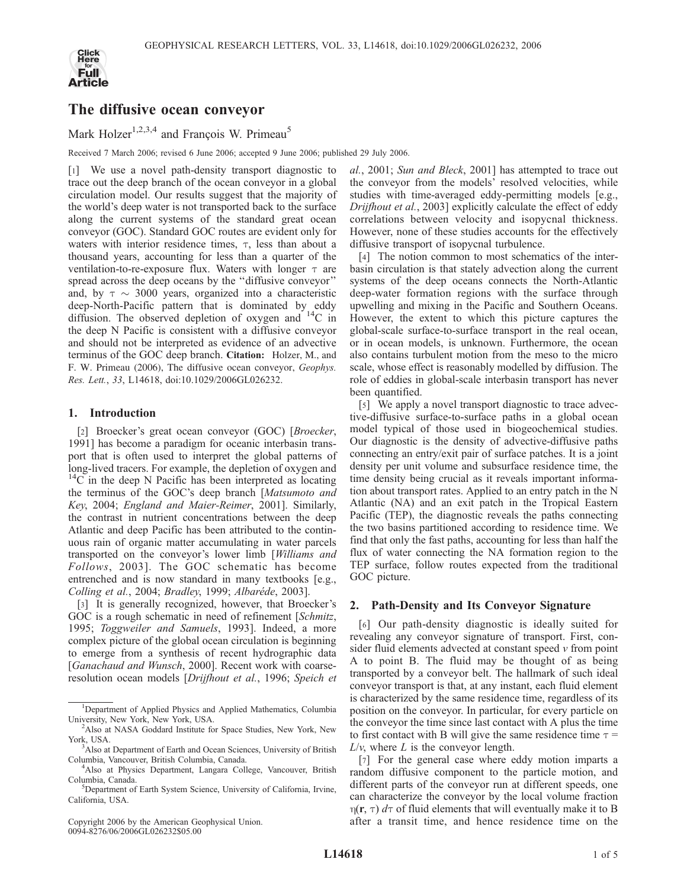# The diffusive ocean conveyor

Mark Holzer[1,2,3,4] and François W. Primeau[5]

Received 7 March 2006; revised 6 June 2006; accepted 9 June 2006; published 29 July 2006.

[1] We use a novel path-density transport diagnostic to trace out the deep branch of the ocean conveyor in a global circulation model. Our results suggest that the majority of the world's deep water is not transported back to the surface along the current systems of the standard great ocean conveyor (GOC). Standard GOC routes are evident only for waters with interior residence times, $\tau$, less than about a thousand years, accounting for less than a quarter of the ventilation-to-re-exposure flux. Waters with longer $\tau$ are spread across the deep oceans by the "diffusive conveyor" and, by $\tau \sim 3000$ years, organized into a characteristic deep-North-Pacific pattern that is dominated by eddy diffusion. The observed depletion of oxygen and $^{14}C$ in the deep N Pacific is consistent with a diffusive conveyor and should not be interpreted as evidence of an advective terminus of the GOC deep branch. **Citation:** Holzer, M., and F. W. Primeau (2006), The diffusive ocean conveyor, *Geophys. Res. Lett.*, *33*, L14618, doi:10.1029/2006GL026232.

## 1. Introduction

[2] Broecker's great ocean conveyor (GOC) [*Broecker*, 1991] has become a paradigm for oceanic interbasin transport that is often used to interpret the global patterns of long-lived tracers. For example, the depletion of oxygen and $^{14}C$ in the deep N Pacific has been interpreted as locating the terminus of the GOC's deep branch [*Matsumoto and Key*, 2004; *England and Maier-Reimer*, 2001]. Similarly, the contrast in nutrient concentrations between the deep Atlantic and deep Pacific has been attributed to the continuous rain of organic matter accumulating in water parcels transported on the conveyor's lower limb [*Williams and Follows*, 2003]. The GOC schematic has become entrenched and is now standard in many textbooks [e.g., *Colling et al.*, 2004; *Bradley*, 1999; *Albarède*, 2003].

[3] It is generally recognized, however, that Broecker's GOC is a rough schematic in need of refinement [*Schmitz*, 1995; *Toggweiler and Samuels*, 1993]. Indeed, a more complex picture of the global ocean circulation is beginning to emerge from a synthesis of recent hydrographic data [*Ganachaud and Wunsch*, 2000]. Recent work with coarse-resolution ocean models [*Drijfhout et al.*, 1996; *Speich et al.*, 2001; *Sun and Bleck*, 2001] has attempted to trace out the conveyor from the models' resolved velocities, while studies with time-averaged eddy-permitting models [e.g., *Drijfhout et al.*, 2003] explicitly calculate the effect of eddy correlations between velocity and isopycnal thickness. However, none of these studies accounts for the effectively diffusive transport of isopycnal turbulence.

[4] The notion common to most schematics of the interbasin circulation is that stately advection along the current systems of the deep oceans connects the North-Atlantic deep-water formation regions with the surface through upwelling and mixing in the Pacific and Southern Oceans. However, the extent to which this picture captures the global-scale surface-to-surface transport in the real ocean, or in ocean models, is unknown. Furthermore, the ocean also contains turbulent motion from the meso to the micro scale, whose effect is reasonably modelled by diffusion. The role of eddies in global-scale interbasin transport has never been quantified.

[5] We apply a novel transport diagnostic to trace advective-diffusive surface-to-surface paths in a global ocean model typical of those used in biogeochemical studies. Our diagnostic is the density of advective-diffusive paths connecting an entry/exit pair of surface patches. It is a joint density per unit volume and subsurface residence time, the time density being crucial as it reveals important information about transport rates. Applied to an entry patch in the N Atlantic (NA) and an exit patch in the Tropical Eastern Pacific (TEP), the diagnostic reveals the paths connecting the two basins partitioned according to residence time. We find that only the fast paths, accounting for less than half the flux of water connecting the NA formation region to the TEP surface, follow routes expected from the traditional GOC picture.

## 2. Path-Density and Its Conveyor Signature

[6] Our path-density diagnostic is ideally suited for revealing any conveyor signature of transport. First, consider fluid elements advected at constant speed $v$ from point A to point B. The fluid may be thought of as being transported by a conveyor belt. The hallmark of such ideal conveyor transport is that, at any instant, each fluid element is characterized by the same residence time, regardless of its position on the conveyor. In particular, for every particle on the conveyor the time since last contact with A plus the time to first contact with B will give the same residence time $\tau = L/v$, where $L$ is the conveyor length.

[7] For the general case where eddy motion imparts a random diffusive component to the particle motion, and different parts of the conveyor run at different speeds, one can characterize the conveyor by the local volume fraction $\eta(\mathbf{r}, \tau)\, d\tau$ of fluid elements that will eventually make it to B after a transit time, and hence residence time on the

[1] Department of Applied Physics and Applied Mathematics, Columbia University, New York, New York, USA.

[2] Also at NASA Goddard Institute for Space Studies, New York, New York, USA.

[3] Also at Department of Earth and Ocean Sciences, University of British Columbia, Vancouver, British Columbia, Canada.

[4] Also at Physics Department, Langara College, Vancouver, British Columbia, Canada.

[5] Department of Earth System Science, University of California, Irvine, California, USA.

Copyright 2006 by the American Geophysical Union.
0094-8276/06/2006GL026232$05.00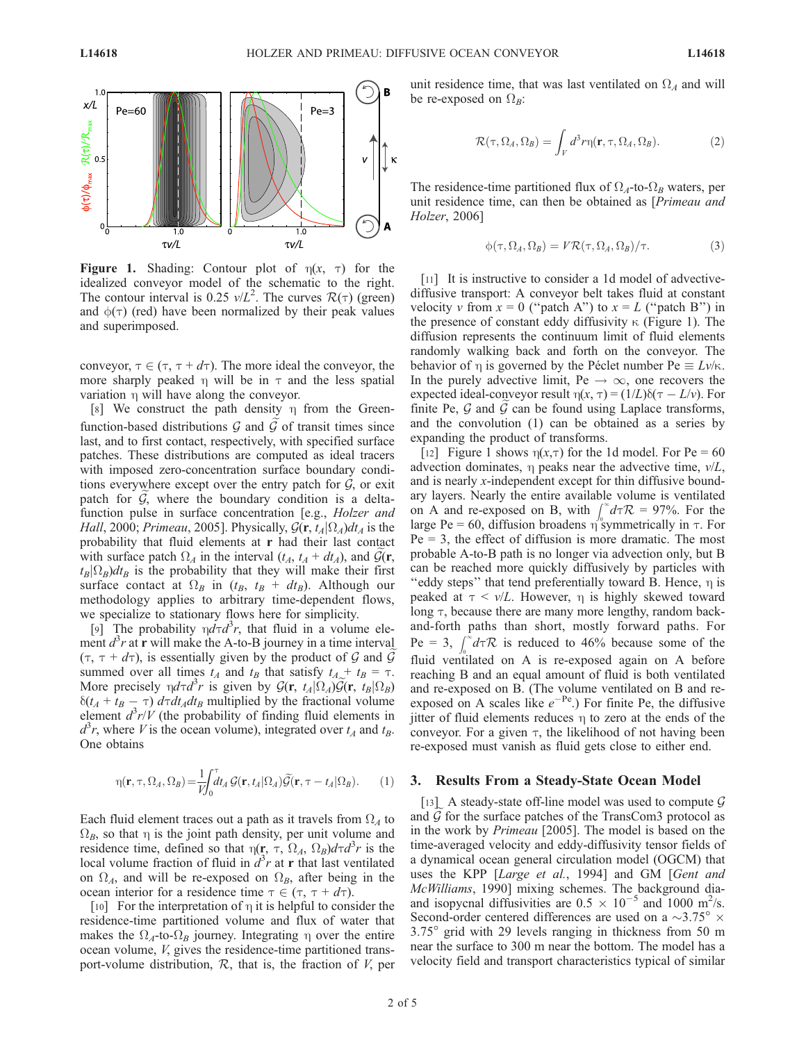**Figure 1.** Shading: Contour plot of $\eta(x, \tau)$ for the idealized conveyor model of the schematic to the right. The contour interval is 0.25 $v/L^2$. The curves $\mathcal{R}(\tau)$ (green) and $\phi(\tau)$ (red) have been normalized by their peak values and superimposed.

conveyor, $\tau \in (\tau, \tau + d\tau)$. The more ideal the conveyor, the more sharply peaked $\eta$ will be in $\tau$ and the less spatial variation $\eta$ will have along the conveyor.

[8] We construct the path density $\eta$ from the Green-function-based distributions $\mathcal{G}$ and $\widetilde{\mathcal{G}}$ of transit times since last, and to first contact, respectively, with specified surface patches. These distributions are computed as ideal tracers with imposed zero-concentration surface boundary conditions everywhere except over the entry patch for $\mathcal{G}$, or exit patch for $\widetilde{\mathcal{G}}$, where the boundary condition is a delta-function pulse in surface concentration [e.g., *Holzer and Hall*, 2000; *Primeau*, 2005]. Physically, $\mathcal{G}(\mathbf{r}, t_A|\Omega_A)dt_A$ is the probability that fluid elements at $\mathbf{r}$ had their last contact with surface patch $\Omega_A$ in the interval $(t_A, t_A + dt_A)$, and $\widetilde{\mathcal{G}}(\mathbf{r}, t_B|\Omega_B)dt_B$ is the probability that they will make their first surface contact at $\Omega_B$ in $(t_B, t_B + dt_B)$. Although our methodology applies to arbitrary time-dependent flows, we specialize to stationary flows here for simplicity.

[9] The probability $\eta d\tau d^3r$, that fluid in a volume element $d^3r$ at $\mathbf{r}$ will make the A-to-B journey in a time interval $(\tau, \tau + d\tau)$, is essentially given by the product of $\mathcal{G}$ and $\widetilde{\mathcal{G}}$ summed over all times $t_A$ and $t_B$ that satisfy $t_A + t_B = \tau$. More precisely $\eta d\tau d^3r$ is given by $\mathcal{G}(\mathbf{r}, t_A|\Omega_A)\widetilde{\mathcal{G}}(\mathbf{r}, t_B|\Omega_B)$ $\delta(t_A + t_B - \tau)\, d\tau dt_A dt_B$ multiplied by the fractional volume element $d^3r/V$ (the probability of finding fluid elements in $d^3r$, where $V$ is the ocean volume), integrated over $t_A$ and $t_B$. One obtains

$$\eta(\mathbf{r}, \tau, \Omega_A, \Omega_B) = \frac{1}{V}\int_0^\tau dt_A\, \mathcal{G}(\mathbf{r}, t_A|\Omega_A)\widetilde{\mathcal{G}}(\mathbf{r}, \tau - t_A|\Omega_B). \quad (1)$$

Each fluid element traces out a path as it travels from $\Omega_A$ to $\Omega_B$, so that $\eta$ is the joint path density, per unit volume and residence time, defined so that $\eta(\mathbf{r}, \tau, \Omega_A, \Omega_B)d\tau d^3r$ is the local volume fraction of fluid in $d^3r$ at $\mathbf{r}$ that last ventilated on $\Omega_A$, and will be re-exposed on $\Omega_B$, after being in the ocean interior for a residence time $\tau \in (\tau, \tau + d\tau)$.

[10] For the interpretation of $\eta$ it is helpful to consider the residence-time partitioned volume and flux of water that makes the $\Omega_A$-to-$\Omega_B$ journey. Integrating $\eta$ over the entire ocean volume, $V$, gives the residence-time partitioned transport-volume distribution, $\mathcal{R}$, that is, the fraction of $V$, per unit residence time, that was last ventilated on $\Omega_A$ and will be re-exposed on $\Omega_B$:

$$\mathcal{R}(\tau, \Omega_A, \Omega_B) = \int_V d^3r\, \eta(\mathbf{r}, \tau, \Omega_A, \Omega_B). \quad (2)$$

The residence-time partitioned flux of $\Omega_A$-to-$\Omega_B$ waters, per unit residence time, can then be obtained as [*Primeau and Holzer*, 2006]

$$\phi(\tau, \Omega_A, \Omega_B) = V\mathcal{R}(\tau, \Omega_A, \Omega_B)/\tau. \quad (3)$$

[11] It is instructive to consider a 1d model of advective-diffusive transport: A conveyor belt takes fluid at constant velocity $v$ from $x = 0$ ("patch A") to $x = L$ ("patch B") in the presence of constant eddy diffusivity $\kappa$ (Figure 1). The diffusion represents the continuum limit of fluid elements randomly walking back and forth on the conveyor. The behavior of $\eta$ is governed by the Péclet number Pe $\equiv Lv/\kappa$. In the purely advective limit, Pe $\rightarrow \infty$, one recovers the expected ideal-conveyor result $\eta(x, \tau) = (1/L)\delta(\tau - L/v)$. For finite Pe, $\mathcal{G}$ and $\widetilde{\mathcal{G}}$ can be found using Laplace transforms, and the convolution (1) can be obtained as a series by expanding the product of transforms.

[12] Figure 1 shows $\eta(x,\tau)$ for the 1d model. For Pe = 60 advection dominates, $\eta$ peaks near the advective time, $v/L$, and is nearly $x$-independent except for thin diffusive boundary layers. Nearly the entire available volume is ventilated on A and re-exposed on B, with $\int_0^\infty d\tau\mathcal{R}$ = 97%. For the large Pe = 60, diffusion broadens $\eta$ symmetrically in $\tau$. For Pe = 3, the effect of diffusion is more dramatic. The most probable A-to-B path is no longer via advection only, but B can be reached more quickly diffusively by particles with "eddy steps" that trend preferentially toward B. Hence, $\eta$ is peaked at $\tau < v/L$. However, $\eta$ is highly skewed toward long $\tau$, because there are many more lengthy, random back-and-forth paths than short, mostly forward paths. For Pe = 3, $\int_0^\infty d\tau\mathcal{R}$ is reduced to 46% because some of the fluid ventilated on A is re-exposed again on A before reaching B and an equal amount of fluid is both ventilated and re-exposed on B. (The volume ventilated on B and re-exposed on A scales like $e^{-\text{Pe}}$.) For finite Pe, the diffusive jitter of fluid elements reduces $\eta$ to zero at the ends of the conveyor. For a given $\tau$, the likelihood of not having been re-exposed must vanish as fluid gets close to either end.

## 3. Results From a Steady-State Ocean Model

[13] A steady-state off-line model was used to compute $\mathcal{G}$ and $\widetilde{\mathcal{G}}$ for the surface patches of the TransCom3 protocol as in the work by *Primeau* [2005]. The model is based on the time-averaged velocity and eddy-diffusivity tensor fields of a dynamical ocean general circulation model (OGCM) that uses the KPP [*Large et al.*, 1994] and GM [*Gent and McWilliams*, 1990] mixing schemes. The background dia- and isopycnal diffusivities are $0.5 \times 10^{-5}$ and 1000 m$^2$/s. Second-order centered differences are used on a ~3.75° × 3.75° grid with 29 levels ranging in thickness from 50 m near the surface to 300 m near the bottom. The model has a velocity field and transport characteristics typical of similar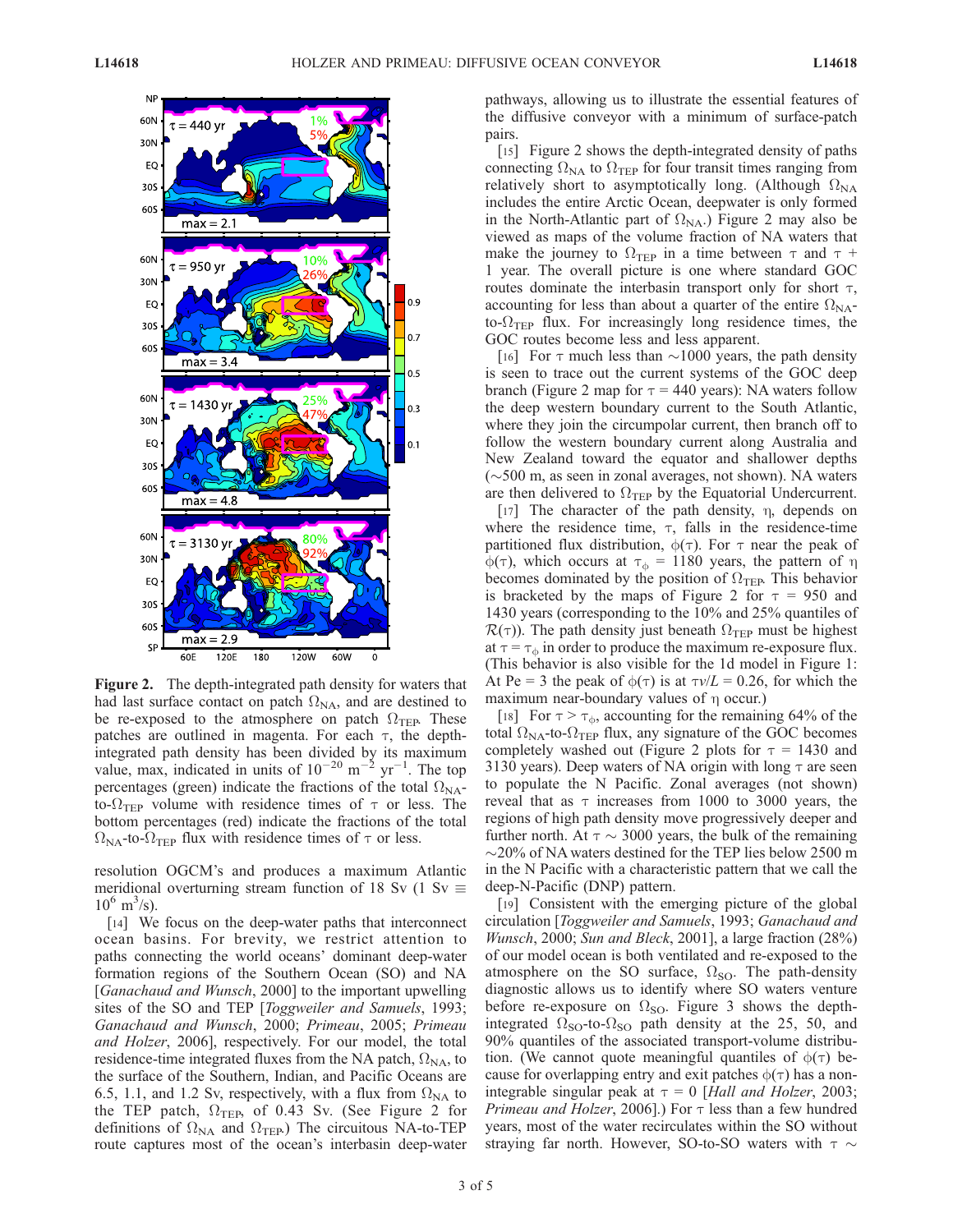**Figure 2.** The depth-integrated path density for waters that had last surface contact on patch $\Omega_{NA}$, and are destined to be re-exposed to the atmosphere on patch $\Omega_{TEP}$. These patches are outlined in magenta. For each $\tau$, the depth-integrated path density has been divided by its maximum value, max, indicated in units of $10^{-20}$ m$^{-2}$ yr$^{-1}$. The top percentages (green) indicate the fractions of the total $\Omega_{NA}$-to-$\Omega_{TEP}$ volume with residence times of $\tau$ or less. The bottom percentages (red) indicate the fractions of the total $\Omega_{NA}$-to-$\Omega_{TEP}$ flux with residence times of $\tau$ or less.

resolution OGCM's and produces a maximum Atlantic meridional overturning stream function of 18 Sv (1 Sv $\equiv$ $10^6$ m$^3$/s).

[14] We focus on the deep-water paths that interconnect ocean basins. For brevity, we restrict attention to paths connecting the world oceans' dominant deep-water formation regions of the Southern Ocean (SO) and NA [*Ganachaud and Wunsch*, 2000] to the important upwelling sites of the SO and TEP [*Toggweiler and Samuels*, 1993; *Ganachaud and Wunsch*, 2000; *Primeau*, 2005; *Primeau and Holzer*, 2006], respectively. For our model, the total residence-time integrated fluxes from the NA patch, $\Omega_{NA}$, to the surface of the Southern, Indian, and Pacific Oceans are 6.5, 1.1, and 1.2 Sv, respectively, with a flux from $\Omega_{NA}$ to the TEP patch, $\Omega_{TEP}$, of 0.43 Sv. (See Figure 2 for definitions of $\Omega_{NA}$ and $\Omega_{TEP}$.) The circuitous NA-to-TEP route captures most of the ocean's interbasin deep-water pathways, allowing us to illustrate the essential features of the diffusive conveyor with a minimum of surface-patch pairs.

[15] Figure 2 shows the depth-integrated density of paths connecting $\Omega_{NA}$ to $\Omega_{TEP}$ for four transit times ranging from relatively short to asymptotically long. (Although $\Omega_{NA}$ includes the entire Arctic Ocean, deepwater is only formed in the North-Atlantic part of $\Omega_{NA}$.) Figure 2 may also be viewed as maps of the volume fraction of NA waters that make the journey to $\Omega_{TEP}$ in a time between $\tau$ and $\tau$ + 1 year. The overall picture is one where standard GOC routes dominate the interbasin transport only for short $\tau$, accounting for less than about a quarter of the entire $\Omega_{NA}$-to-$\Omega_{TEP}$ flux. For increasingly long residence times, the GOC routes become less and less apparent.

[16] For $\tau$ much less than ~1000 years, the path density is seen to trace out the current systems of the GOC deep branch (Figure 2 map for $\tau$ = 440 years): NA waters follow the deep western boundary current to the South Atlantic, where they join the circumpolar current, then branch off to follow the western boundary current along Australia and New Zealand toward the equator and shallower depths (~500 m, as seen in zonal averages, not shown). NA waters are then delivered to $\Omega_{TEP}$ by the Equatorial Undercurrent.

[17] The character of the path density, $\eta$, depends on where the residence time, $\tau$, falls in the residence-time partitioned flux distribution, $\phi(\tau)$. For $\tau$ near the peak of $\phi(\tau)$, which occurs at $\tau_\phi$ = 1180 years, the pattern of $\eta$ becomes dominated by the position of $\Omega_{TEP}$. This behavior is bracketed by the maps of Figure 2 for $\tau$ = 950 and 1430 years (corresponding to the 10% and 25% quantiles of $\mathcal{R}(\tau)$). The path density just beneath $\Omega_{TEP}$ must be highest at $\tau = \tau_\phi$ in order to produce the maximum re-exposure flux. (This behavior is also visible for the 1d model in Figure 1: At Pe = 3 the peak of $\phi(\tau)$ is at $\tau v/L$ = 0.26, for which the maximum near-boundary values of $\eta$ occur.)

[18] For $\tau > \tau_\phi$, accounting for the remaining 64% of the total $\Omega_{NA}$-to-$\Omega_{TEP}$ flux, any signature of the GOC becomes completely washed out (Figure 2 plots for $\tau$ = 1430 and 3130 years). Deep waters of NA origin with long $\tau$ are seen to populate the N Pacific. Zonal averages (not shown) reveal that as $\tau$ increases from 1000 to 3000 years, the regions of high path density move progressively deeper and further north. At $\tau$ ~ 3000 years, the bulk of the remaining ~20% of NA waters destined for the TEP lies below 2500 m in the N Pacific with a characteristic pattern that we call the deep-N-Pacific (DNP) pattern.

[19] Consistent with the emerging picture of the global circulation [*Toggweiler and Samuels*, 1993; *Ganachaud and Wunsch*, 2000; *Sun and Bleck*, 2001], a large fraction (28%) of our model ocean is both ventilated and re-exposed to the atmosphere on the SO surface, $\Omega_{SO}$. The path-density diagnostic allows us to identify where SO waters venture before re-exposure on $\Omega_{SO}$. Figure 3 shows the depth-integrated $\Omega_{SO}$-to-$\Omega_{SO}$ path density at the 25, 50, and 90% quantiles of the associated transport-volume distribution. (We cannot quote meaningful quantiles of $\phi(\tau)$ because for overlapping entry and exit patches $\phi(\tau)$ has a non-integrable singular peak at $\tau$ = 0 [*Hall and Holzer*, 2003; *Primeau and Holzer*, 2006].) For $\tau$ less than a few hundred years, most of the water recirculates within the SO without straying far north. However, SO-to-SO waters with $\tau$ ~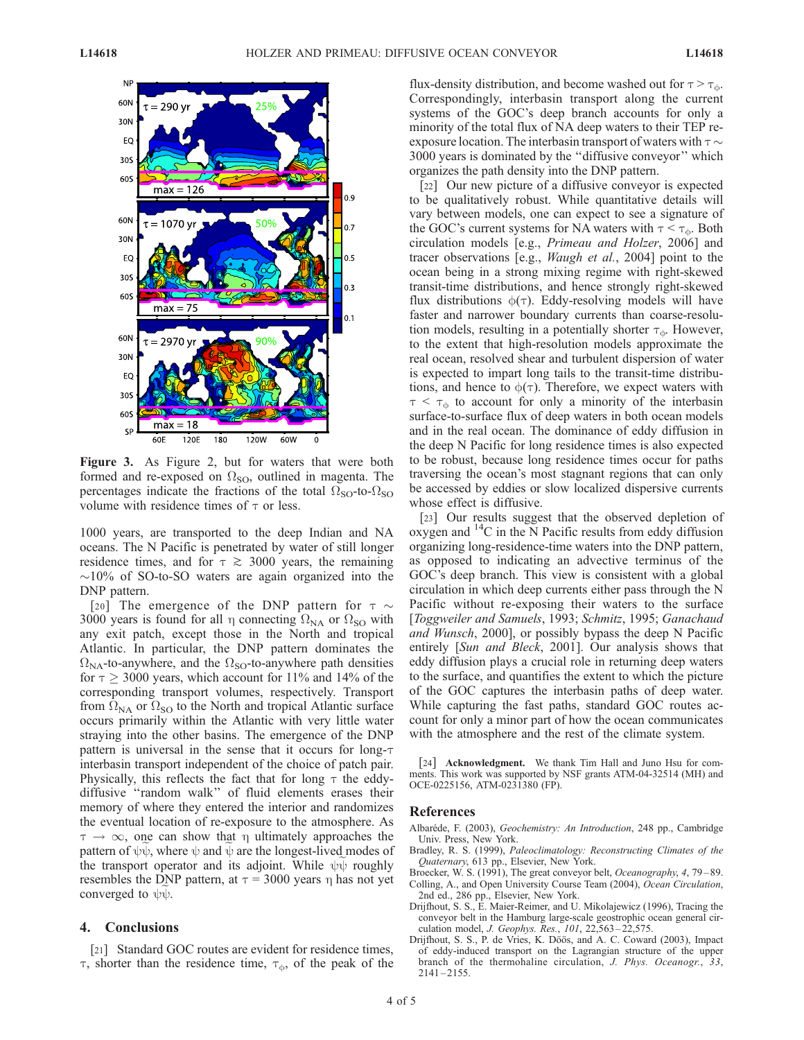**Figure 3.** As Figure 2, but for waters that were both formed and re-exposed on $\Omega_{SO}$, outlined in magenta. The percentages indicate the fractions of the total $\Omega_{SO}$-to-$\Omega_{SO}$ volume with residence times of $\tau$ or less.

1000 years, are transported to the deep Indian and NA oceans. The N Pacific is penetrated by water of still longer residence times, and for $\tau \gtrsim 3000$ years, the remaining ~10% of SO-to-SO waters are again organized into the DNP pattern.

[20] The emergence of the DNP pattern for $\tau \sim 3000$ years is found for all $\eta$ connecting $\Omega_{NA}$ or $\Omega_{SO}$ with any exit patch, except those in the North and tropical Atlantic. In particular, the DNP pattern dominates the $\Omega_{NA}$-to-anywhere, and the $\Omega_{SO}$-to-anywhere path densities for $\tau \geq 3000$ years, which account for 11% and 14% of the corresponding transport volumes, respectively. Transport from $\Omega_{NA}$ or $\Omega_{SO}$ to the North and tropical Atlantic surface occurs primarily within the Atlantic with very little water straying into the other basins. The emergence of the DNP pattern is universal in the sense that it occurs for long-$\tau$ interbasin transport independent of the choice of patch pair. Physically, this reflects the fact that for long $\tau$ the eddy-diffusive "random walk" of fluid elements erases their memory of where they entered the interior and randomizes the eventual location of re-exposure to the atmosphere. As $\tau \rightarrow \infty$, one can show that $\eta$ ultimately approaches the pattern of $\psi\tilde{\psi}$, where $\psi$ and $\tilde{\psi}$ are the longest-lived modes of the transport operator and its adjoint. While $\psi\tilde{\psi}$ roughly resembles the DNP pattern, at $\tau = 3000$ years $\eta$ has not yet converged to $\psi\tilde{\psi}$.

## 4. Conclusions

[21] Standard GOC routes are evident for residence times, $\tau$, shorter than the residence time, $\tau_\phi$, of the peak of the flux-density distribution, and become washed out for $\tau > \tau_\phi$. Correspondingly, interbasin transport along the current systems of the GOC's deep branch accounts for only a minority of the total flux of NA deep waters to their TEP re-exposure location. The interbasin transport of waters with $\tau \sim 3000$ years is dominated by the "diffusive conveyor" which organizes the path density into the DNP pattern.

[22] Our new picture of a diffusive conveyor is expected to be qualitatively robust. While quantitative details will vary between models, one can expect to see a signature of the GOC's current systems for NA waters with $\tau < \tau_\phi$. Both circulation models [e.g., *Primeau and Holzer*, 2006] and tracer observations [e.g., *Waugh et al.*, 2004] point to the ocean being in a strong mixing regime with right-skewed transit-time distributions, and hence strongly right-skewed flux distributions $\phi(\tau)$. Eddy-resolving models will have faster and narrower boundary currents than coarse-resolution models, resulting in a potentially shorter $\tau_\phi$. However, to the extent that high-resolution models approximate the real ocean, resolved shear and turbulent dispersion of water is expected to impart long tails to the transit-time distributions, and hence to $\phi(\tau)$. Therefore, we expect waters with $\tau < \tau_\phi$ to account for only a minority of the interbasin surface-to-surface flux of deep waters in both ocean models and in the real ocean. The dominance of eddy diffusion in the deep N Pacific for long residence times is also expected to be robust, because long residence times occur for paths traversing the ocean's most stagnant regions that can only be accessed by eddies or slow localized dispersive currents whose effect is diffusive.

[23] Our results suggest that the observed depletion of oxygen and $^{14}C$ in the N Pacific results from eddy diffusion organizing long-residence-time waters into the DNP pattern, as opposed to indicating an advective terminus of the GOC's deep branch. This view is consistent with a global circulation in which deep currents either pass through the N Pacific without re-exposing their waters to the surface [*Toggweiler and Samuels*, 1993; *Schmitz*, 1995; *Ganachaud and Wunsch*, 2000], or possibly bypass the deep N Pacific entirely [*Sun and Bleck*, 2001]. Our analysis shows that eddy diffusion plays a crucial role in returning deep waters to the surface, and quantifies the extent to which the picture of the GOC captures the interbasin paths of deep water. While capturing the fast paths, standard GOC routes account for only a minor part of how the ocean communicates with the atmosphere and the rest of the climate system.

[24] **Acknowledgment.** We thank Tim Hall and Juno Hsu for comments. This work was supported by NSF grants ATM-04-32514 (MH) and OCE-0225156, ATM-0231380 (FP).

## References

Albaréde, F. (2003), *Geochemistry: An Introduction*, 248 pp., Cambridge Univ. Press, New York.

Bradley, R. S. (1999), *Paleoclimatology: Reconstructing Climates of the Quaternary*, 613 pp., Elsevier, New York.

Broecker, W. S. (1991), The great conveyor belt, *Oceanography*, *4*, 79–89.

Colling, A., and Open University Course Team (2004), *Ocean Circulation*, 2nd ed., 286 pp., Elsevier, New York.

Drijfhout, S. S., E. Maier-Reimer, and U. Mikolajewicz (1996), Tracing the conveyor belt in the Hamburg large-scale geostrophic ocean general circulation model, *J. Geophys. Res.*, *101*, 22,563–22,575.

Drijfhout, S. S., P. de Vries, K. Döös, and A. C. Coward (2003), Impact of eddy-induced transport on the Lagrangian structure of the upper branch of the thermohaline circulation, *J. Phys. Oceanogr.*, *33*, 2141–2155.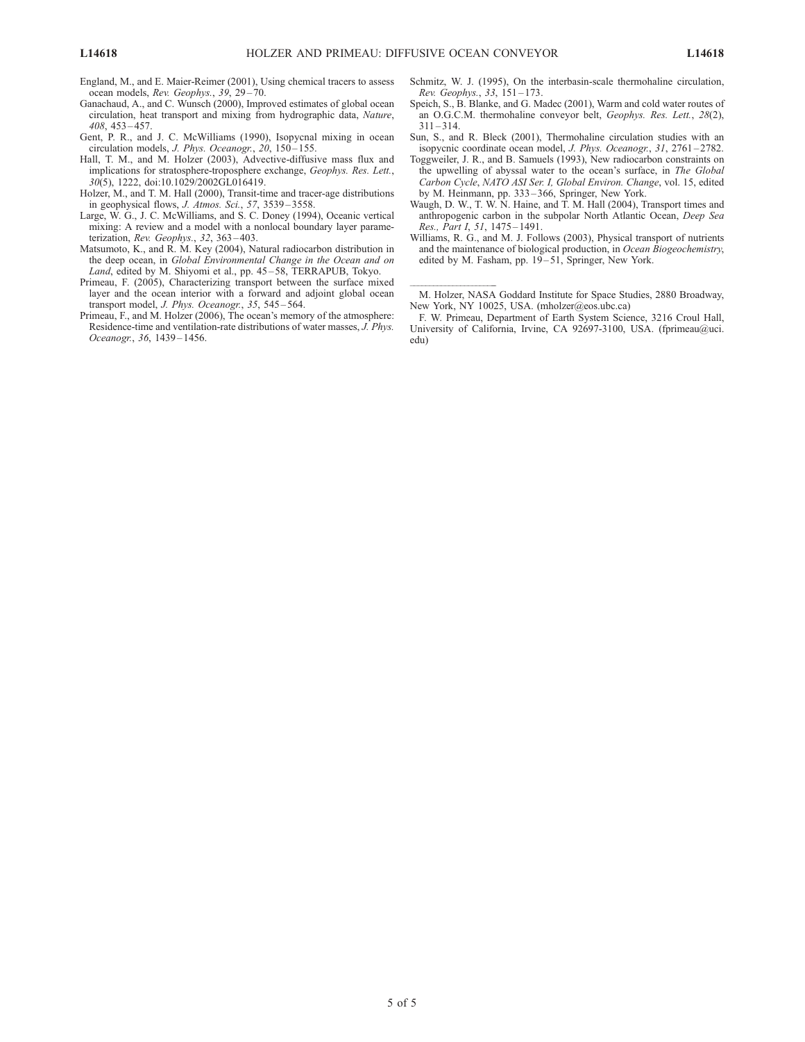England, M., and E. Maier-Reimer (2001), Using chemical tracers to assess ocean models, *Rev. Geophys.*, *39*, 29–70.

Ganachaud, A., and C. Wunsch (2000), Improved estimates of global ocean circulation, heat transport and mixing from hydrographic data, *Nature*, *408*, 453–457.

Gent, P. R., and J. C. McWilliams (1990), Isopycnal mixing in ocean circulation models, *J. Phys. Oceanogr.*, *20*, 150–155.

Hall, T. M., and M. Holzer (2003), Advective-diffusive mass flux and implications for stratosphere-troposphere exchange, *Geophys. Res. Lett.*, *30*(5), 1222, doi:10.1029/2002GL016419.

Holzer, M., and T. M. Hall (2000), Transit-time and tracer-age distributions in geophysical flows, *J. Atmos. Sci.*, *57*, 3539–3558.

Large, W. G., J. C. McWilliams, and S. C. Doney (1994), Oceanic vertical mixing: A review and a model with a nonlocal boundary layer parameterization, *Rev. Geophys.*, *32*, 363–403.

Matsumoto, K., and R. M. Key (2004), Natural radiocarbon distribution in the deep ocean, in *Global Environmental Change in the Ocean and on Land*, edited by M. Shiyomi et al., pp. 45–58, TERRAPUB, Tokyo.

Primeau, F. (2005), Characterizing transport between the surface mixed layer and the ocean interior with a forward and adjoint global ocean transport model, *J. Phys. Oceanogr.*, *35*, 545–564.

Primeau, F., and M. Holzer (2006), The ocean's memory of the atmosphere: Residence-time and ventilation-rate distributions of water masses, *J. Phys. Oceanogr.*, *36*, 1439–1456.

Schmitz, W. J. (1995), On the interbasin-scale thermohaline circulation, *Rev. Geophys.*, *33*, 151–173.

Speich, S., B. Blanke, and G. Madec (2001), Warm and cold water routes of an O.G.C.M. thermohaline conveyor belt, *Geophys. Res. Lett.*, *28*(2), 311–314.

Sun, S., and R. Bleck (2001), Thermohaline circulation studies with an isopycnic coordinate ocean model, *J. Phys. Oceanogr.*, *31*, 2761–2782.

Toggweiler, J. R., and B. Samuels (1993), New radiocarbon constraints on the upwelling of abyssal water to the ocean's surface, in *The Global Carbon Cycle*, *NATO ASI Ser. I, Global Environ. Change*, vol. 15, edited by M. Heinmann, pp. 333–366, Springer, New York.

Waugh, D. W., T. W. N. Haine, and T. M. Hall (2004), Transport times and anthropogenic carbon in the subpolar North Atlantic Ocean, *Deep Sea Res., Part I*, *51*, 1475–1491.

Williams, R. G., and M. J. Follows (2003), Physical transport of nutrients and the maintenance of biological production, in *Ocean Biogeochemistry*, edited by M. Fasham, pp. 19–51, Springer, New York.

---

M. Holzer, NASA Goddard Institute for Space Studies, 2880 Broadway, New York, NY 10025, USA. (mholzer@eos.ubc.ca)

F. W. Primeau, Department of Earth System Science, 3216 Croul Hall, University of California, Irvine, CA 92697-3100, USA. (fprimeau@uci.edu)